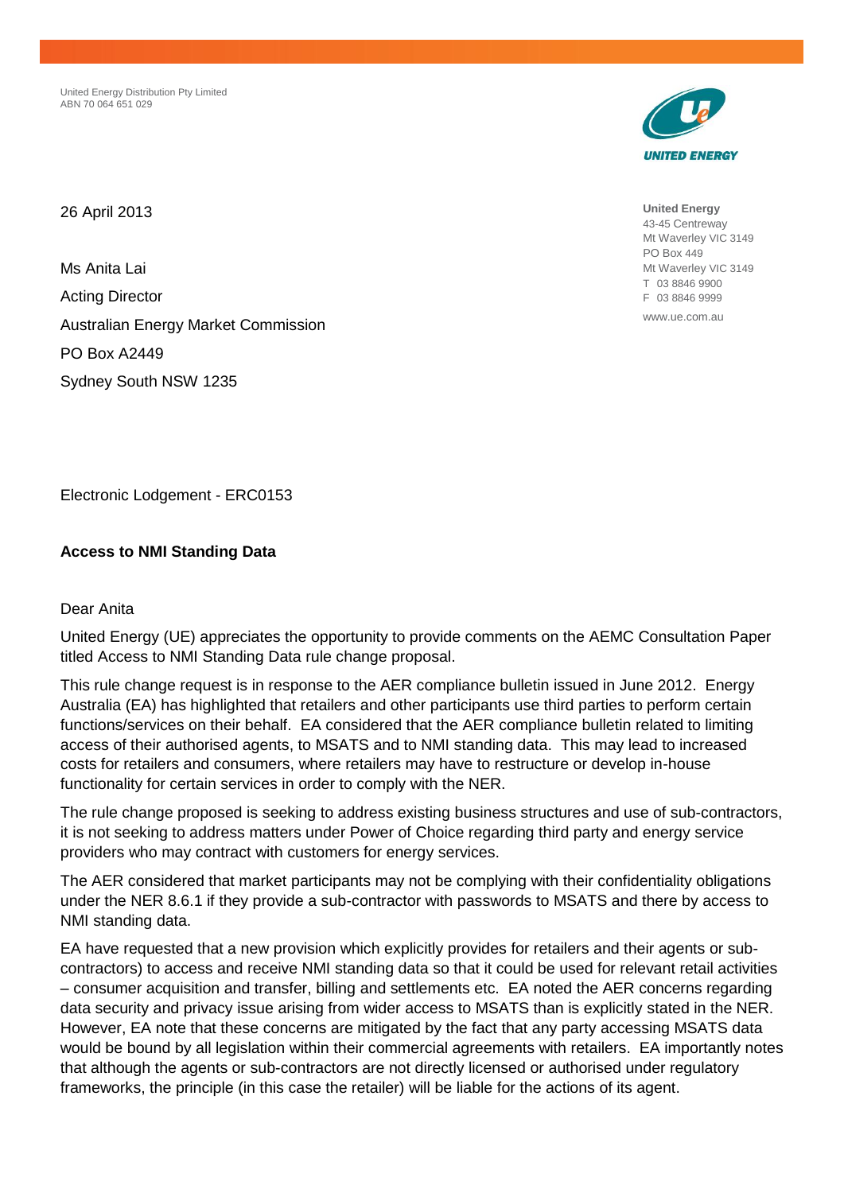United Energy Distribution Pty Limited
ABN 70 064 651 029

**United Energy**
43-45 Centreway
Mt Waverley VIC 3149
PO Box 449
Mt Waverley VIC 3149
T 03 8846 9900
F 03 8846 9999
www.ue.com.au

26 April 2013

Ms Anita Lai
Acting Director
Australian Energy Market Commission
PO Box A2449
Sydney South NSW 1235

Electronic Lodgement - ERC0153

**Access to NMI Standing Data**

Dear Anita

United Energy (UE) appreciates the opportunity to provide comments on the AEMC Consultation Paper titled Access to NMI Standing Data rule change proposal.

This rule change request is in response to the AER compliance bulletin issued in June 2012. Energy Australia (EA) has highlighted that retailers and other participants use third parties to perform certain functions/services on their behalf. EA considered that the AER compliance bulletin related to limiting access of their authorised agents, to MSATS and to NMI standing data. This may lead to increased costs for retailers and consumers, where retailers may have to restructure or develop in-house functionality for certain services in order to comply with the NER.

The rule change proposed is seeking to address existing business structures and use of sub-contractors, it is not seeking to address matters under Power of Choice regarding third party and energy service providers who may contract with customers for energy services.

The AER considered that market participants may not be complying with their confidentiality obligations under the NER 8.6.1 if they provide a sub-contractor with passwords to MSATS and there by access to NMI standing data.

EA have requested that a new provision which explicitly provides for retailers and their agents or sub-contractors) to access and receive NMI standing data so that it could be used for relevant retail activities – consumer acquisition and transfer, billing and settlements etc. EA noted the AER concerns regarding data security and privacy issue arising from wider access to MSATS than is explicitly stated in the NER. However, EA note that these concerns are mitigated by the fact that any party accessing MSATS data would be bound by all legislation within their commercial agreements with retailers. EA importantly notes that although the agents or sub-contractors are not directly licensed or authorised under regulatory frameworks, the principle (in this case the retailer) will be liable for the actions of its agent.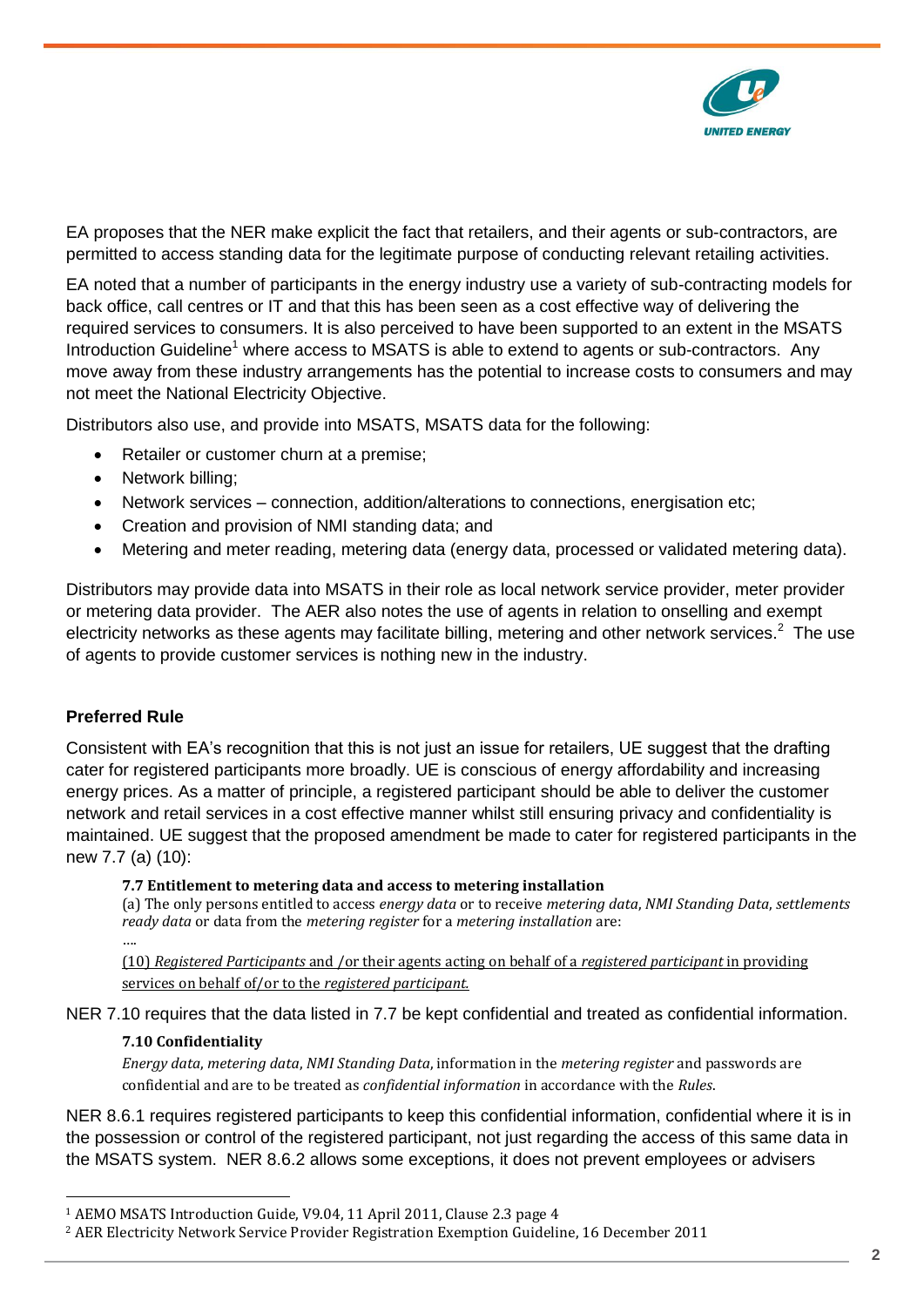EA proposes that the NER make explicit the fact that retailers, and their agents or sub-contractors, are permitted to access standing data for the legitimate purpose of conducting relevant retailing activities.

EA noted that a number of participants in the energy industry use a variety of sub-contracting models for back office, call centres or IT and that this has been seen as a cost effective way of delivering the required services to consumers. It is also perceived to have been supported to an extent in the MSATS Introduction Guideline[1] where access to MSATS is able to extend to agents or sub-contractors. Any move away from these industry arrangements has the potential to increase costs to consumers and may not meet the National Electricity Objective.

Distributors also use, and provide into MSATS, MSATS data for the following:

- Retailer or customer churn at a premise;
- Network billing;
- Network services – connection, addition/alterations to connections, energisation etc;
- Creation and provision of NMI standing data; and
- Metering and meter reading, metering data (energy data, processed or validated metering data).

Distributors may provide data into MSATS in their role as local network service provider, meter provider or metering data provider. The AER also notes the use of agents in relation to onselling and exempt electricity networks as these agents may facilitate billing, metering and other network services.[2] The use of agents to provide customer services is nothing new in the industry.

### Preferred Rule

Consistent with EA's recognition that this is not just an issue for retailers, UE suggest that the drafting cater for registered participants more broadly. UE is conscious of energy affordability and increasing energy prices. As a matter of principle, a registered participant should be able to deliver the customer network and retail services in a cost effective manner whilst still ensuring privacy and confidentiality is maintained. UE suggest that the proposed amendment be made to cater for registered participants in the new 7.7 (a) (10):

> **7.7 Entitlement to metering data and access to metering installation**
>
> (a) The only persons entitled to access *energy data* or to receive *metering data*, *NMI Standing Data*, *settlements ready data* or data from the *metering register* for a *metering installation* are:
>
> ….
>
> (10) *Registered Participants* and /or their agents acting on behalf of a *registered participant* in providing services on behalf of/or to the *registered participant.*

NER 7.10 requires that the data listed in 7.7 be kept confidential and treated as confidential information.

> **7.10 Confidentiality**
>
> *Energy data*, *metering data*, *NMI Standing Data*, information in the *metering register* and passwords are confidential and are to be treated as *confidential information* in accordance with the *Rules*.

NER 8.6.1 requires registered participants to keep this confidential information, confidential where it is in the possession or control of the registered participant, not just regarding the access of this same data in the MSATS system. NER 8.6.2 allows some exceptions, it does not prevent employees or advisers

---

[1] AEMO MSATS Introduction Guide, V9.04, 11 April 2011, Clause 2.3 page 4

[2] AER Electricity Network Service Provider Registration Exemption Guideline, 16 December 2011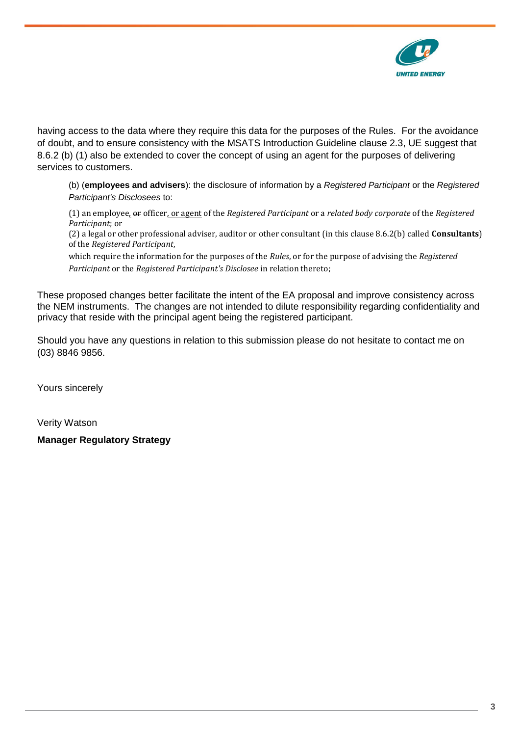having access to the data where they require this data for the purposes of the Rules. For the avoidance of doubt, and to ensure consistency with the MSATS Introduction Guideline clause 2.3, UE suggest that 8.6.2 (b) (1) also be extended to cover the concept of using an agent for the purposes of delivering services to customers.

> (b) (**employees and advisers**): the disclosure of information by a *Registered Participant* or the *Registered Participant's Disclosees* to:
>
> (1) an employee, ~~or~~ officer, <u>or agent</u> of the *Registered Participant* or a *related body corporate* of the *Registered Participant*; or
>
> (2) a legal or other professional adviser, auditor or other consultant (in this clause 8.6.2(b) called **Consultants**) of the *Registered Participant*,
>
> which require the information for the purposes of the *Rules*, or for the purpose of advising the *Registered Participant* or the *Registered Participant's Disclosee* in relation thereto;

These proposed changes better facilitate the intent of the EA proposal and improve consistency across the NEM instruments. The changes are not intended to dilute responsibility regarding confidentiality and privacy that reside with the principal agent being the registered participant.

Should you have any questions in relation to this submission please do not hesitate to contact me on (03) 8846 9856.

Yours sincerely

Verity Watson

**Manager Regulatory Strategy**